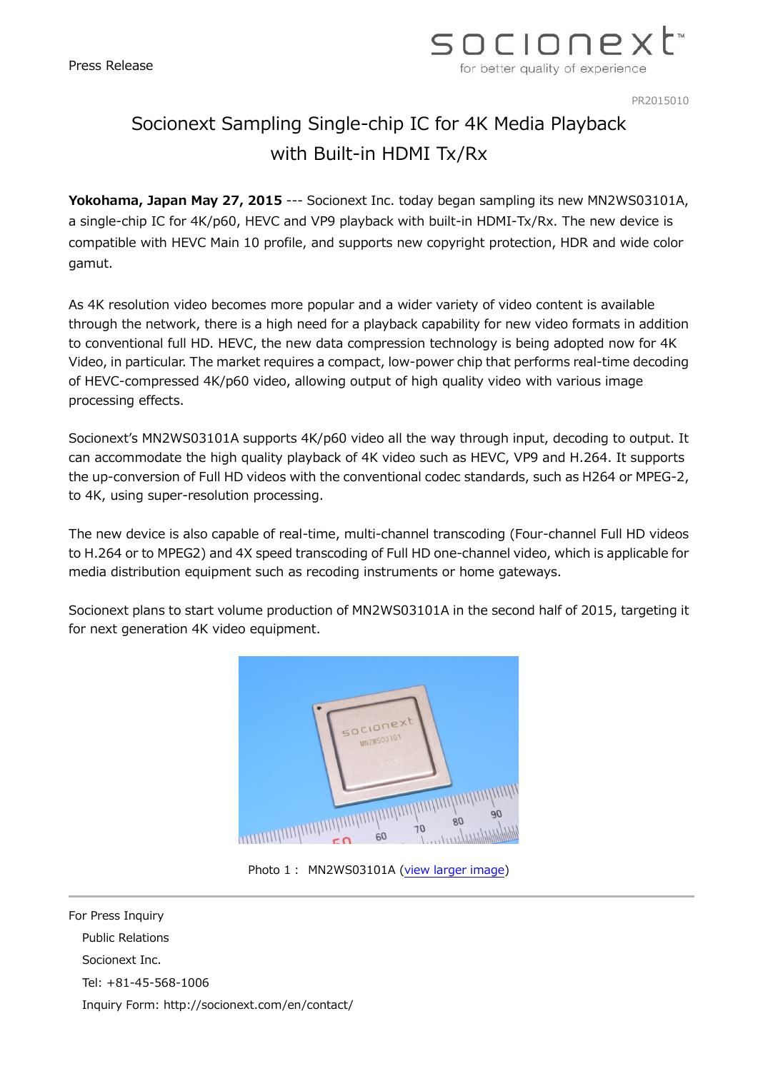Press Release

PR2015010

# Socionext Sampling Single-chip IC for 4K Media Playback with Built-in HDMI Tx/Rx

**Yokohama, Japan May 27, 2015** --- Socionext Inc. today began sampling its new MN2WS03101A, a single-chip IC for 4K/p60, HEVC and VP9 playback with built-in HDMI-Tx/Rx. The new device is compatible with HEVC Main 10 profile, and supports new copyright protection, HDR and wide color gamut.

As 4K resolution video becomes more popular and a wider variety of video content is available through the network, there is a high need for a playback capability for new video formats in addition to conventional full HD. HEVC, the new data compression technology is being adopted now for 4K Video, in particular. The market requires a compact, low-power chip that performs real-time decoding of HEVC-compressed 4K/p60 video, allowing output of high quality video with various image processing effects.

Socionext's MN2WS03101A supports 4K/p60 video all the way through input, decoding to output. It can accommodate the high quality playback of 4K video such as HEVC, VP9 and H.264. It supports the up-conversion of Full HD videos with the conventional codec standards, such as H264 or MPEG-2, to 4K, using super-resolution processing.

The new device is also capable of real-time, multi-channel transcoding (Four-channel Full HD videos to H.264 or to MPEG2) and 4X speed transcoding of Full HD one-channel video, which is applicable for media distribution equipment such as recoding instruments or home gateways.

Socionext plans to start volume production of MN2WS03101A in the second half of 2015, targeting it for next generation 4K video equipment.

Photo 1： MN2WS03101A (view larger image)

---

For Press Inquiry

Public Relations

Socionext Inc.

Tel: +81-45-568-1006

Inquiry Form: http://socionext.com/en/contact/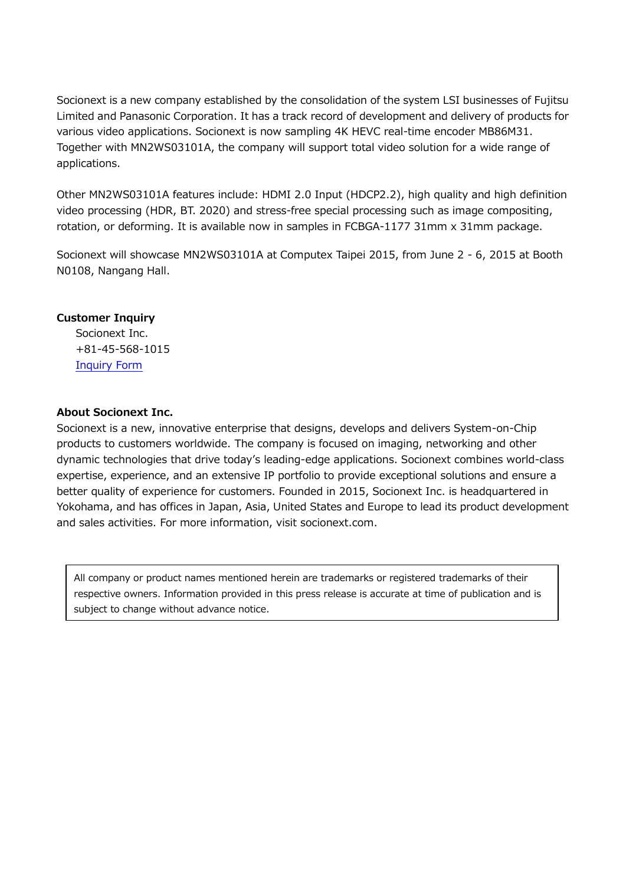Socionext is a new company established by the consolidation of the system LSI businesses of Fujitsu Limited and Panasonic Corporation. It has a track record of development and delivery of products for various video applications. Socionext is now sampling 4K HEVC real-time encoder MB86M31. Together with MN2WS03101A, the company will support total video solution for a wide range of applications.

Other MN2WS03101A features include: HDMI 2.0 Input (HDCP2.2), high quality and high definition video processing (HDR, BT. 2020) and stress-free special processing such as image compositing, rotation, or deforming. It is available now in samples in FCBGA-1177 31mm x 31mm package.

Socionext will showcase MN2WS03101A at Computex Taipei 2015, from June 2 - 6, 2015 at Booth N0108, Nangang Hall.

**Customer Inquiry**

Socionext Inc.
+81-45-568-1015
Inquiry Form

**About Socionext Inc.**

Socionext is a new, innovative enterprise that designs, develops and delivers System-on-Chip products to customers worldwide. The company is focused on imaging, networking and other dynamic technologies that drive today's leading-edge applications. Socionext combines world-class expertise, experience, and an extensive IP portfolio to provide exceptional solutions and ensure a better quality of experience for customers. Founded in 2015, Socionext Inc. is headquartered in Yokohama, and has offices in Japan, Asia, United States and Europe to lead its product development and sales activities. For more information, visit socionext.com.

All company or product names mentioned herein are trademarks or registered trademarks of their respective owners. Information provided in this press release is accurate at time of publication and is subject to change without advance notice.